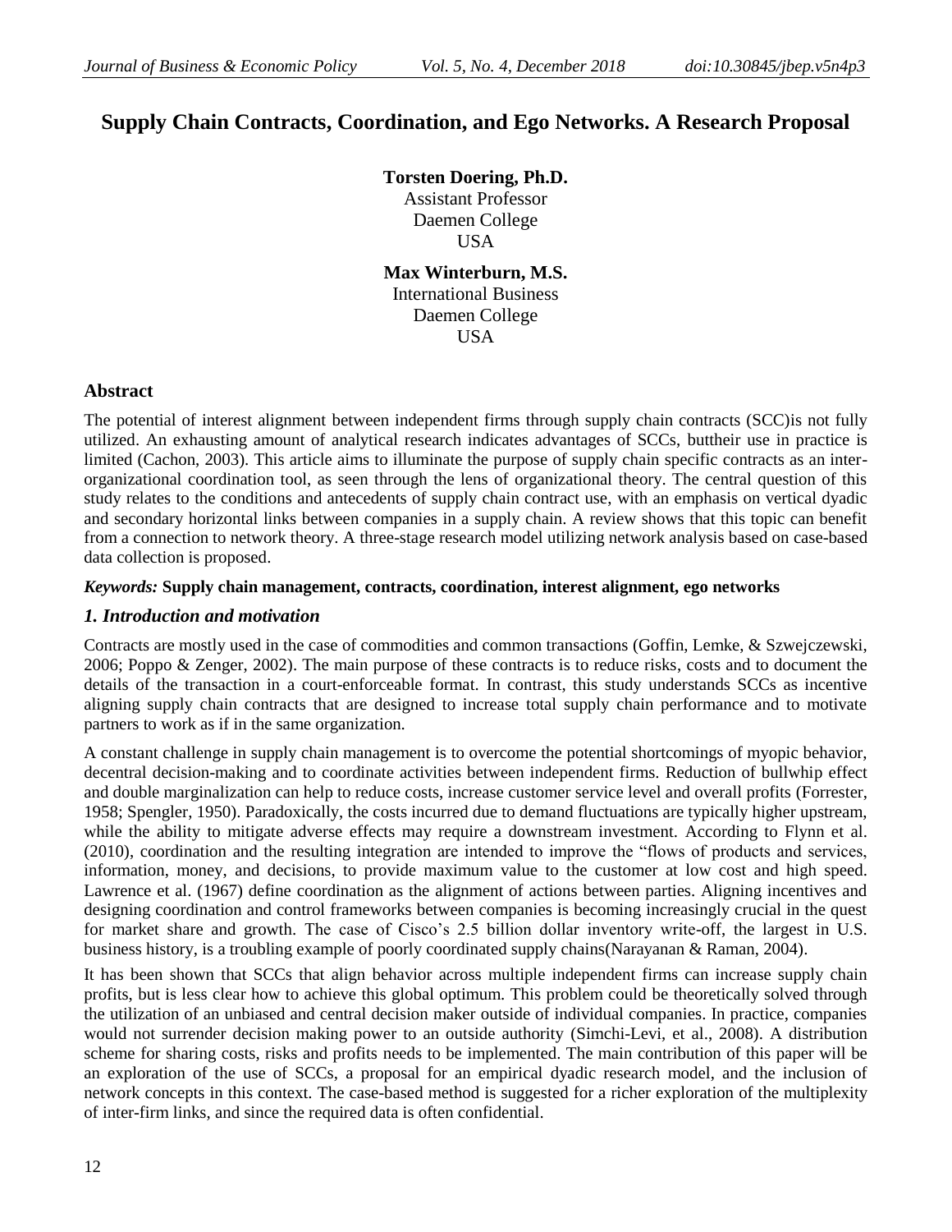# Supply Chain Contracts, Coordination, and Ego Networks. A Research Proposal

**Torsten Doering, Ph.D.**
Assistant Professor
Daemen College
USA

**Max Winterburn, M.S.**
International Business
Daemen College
USA

## Abstract

The potential of interest alignment between independent firms through supply chain contracts (SCC)is not fully utilized. An exhausting amount of analytical research indicates advantages of SCCs, buttheir use in practice is limited (Cachon, 2003). This article aims to illuminate the purpose of supply chain specific contracts as an inter-organizational coordination tool, as seen through the lens of organizational theory. The central question of this study relates to the conditions and antecedents of supply chain contract use, with an emphasis on vertical dyadic and secondary horizontal links between companies in a supply chain. A review shows that this topic can benefit from a connection to network theory. A three-stage research model utilizing network analysis based on case-based data collection is proposed.

***Keywords:*** **Supply chain management, contracts, coordination, interest alignment, ego networks**

## *1. Introduction and motivation*

Contracts are mostly used in the case of commodities and common transactions (Goffin, Lemke, & Szwejczewski, 2006; Poppo & Zenger, 2002). The main purpose of these contracts is to reduce risks, costs and to document the details of the transaction in a court-enforceable format. In contrast, this study understands SCCs as incentive aligning supply chain contracts that are designed to increase total supply chain performance and to motivate partners to work as if in the same organization.

A constant challenge in supply chain management is to overcome the potential shortcomings of myopic behavior, decentral decision-making and to coordinate activities between independent firms. Reduction of bullwhip effect and double marginalization can help to reduce costs, increase customer service level and overall profits (Forrester, 1958; Spengler, 1950). Paradoxically, the costs incurred due to demand fluctuations are typically higher upstream, while the ability to mitigate adverse effects may require a downstream investment. According to Flynn et al. (2010), coordination and the resulting integration are intended to improve the "flows of products and services, information, money, and decisions, to provide maximum value to the customer at low cost and high speed. Lawrence et al. (1967) define coordination as the alignment of actions between parties. Aligning incentives and designing coordination and control frameworks between companies is becoming increasingly crucial in the quest for market share and growth. The case of Cisco's 2.5 billion dollar inventory write-off, the largest in U.S. business history, is a troubling example of poorly coordinated supply chains(Narayanan & Raman, 2004).

It has been shown that SCCs that align behavior across multiple independent firms can increase supply chain profits, but is less clear how to achieve this global optimum. This problem could be theoretically solved through the utilization of an unbiased and central decision maker outside of individual companies. In practice, companies would not surrender decision making power to an outside authority (Simchi-Levi, et al., 2008). A distribution scheme for sharing costs, risks and profits needs to be implemented. The main contribution of this paper will be an exploration of the use of SCCs, a proposal for an empirical dyadic research model, and the inclusion of network concepts in this context. The case-based method is suggested for a richer exploration of the multiplexity of inter-firm links, and since the required data is often confidential.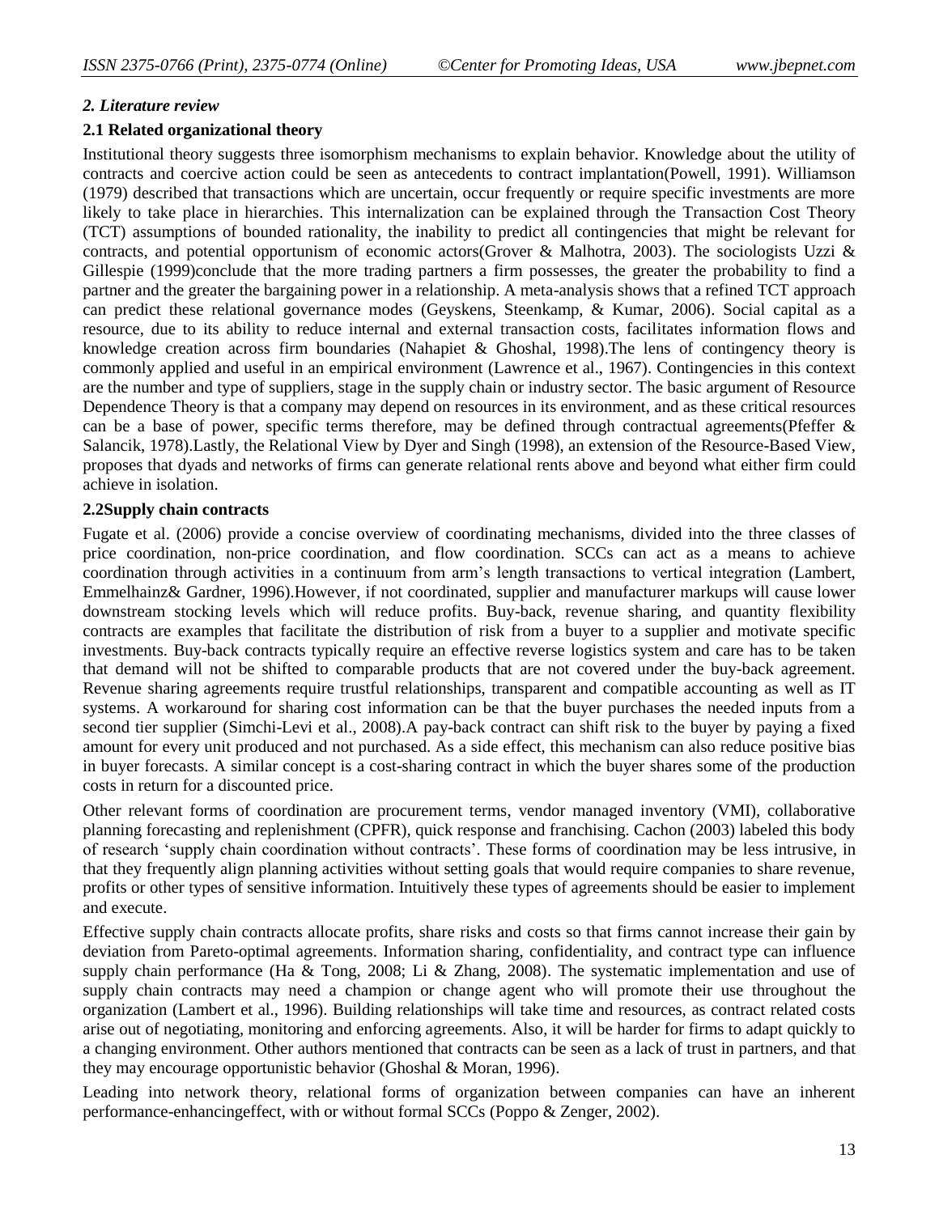## *2. Literature review*

### 2.1 Related organizational theory

Institutional theory suggests three isomorphism mechanisms to explain behavior. Knowledge about the utility of contracts and coercive action could be seen as antecedents to contract implantation(Powell, 1991). Williamson (1979) described that transactions which are uncertain, occur frequently or require specific investments are more likely to take place in hierarchies. This internalization can be explained through the Transaction Cost Theory (TCT) assumptions of bounded rationality, the inability to predict all contingencies that might be relevant for contracts, and potential opportunism of economic actors(Grover & Malhotra, 2003). The sociologists Uzzi & Gillespie (1999)conclude that the more trading partners a firm possesses, the greater the probability to find a partner and the greater the bargaining power in a relationship. A meta-analysis shows that a refined TCT approach can predict these relational governance modes (Geyskens, Steenkamp, & Kumar, 2006). Social capital as a resource, due to its ability to reduce internal and external transaction costs, facilitates information flows and knowledge creation across firm boundaries (Nahapiet & Ghoshal, 1998).The lens of contingency theory is commonly applied and useful in an empirical environment (Lawrence et al., 1967). Contingencies in this context are the number and type of suppliers, stage in the supply chain or industry sector. The basic argument of Resource Dependence Theory is that a company may depend on resources in its environment, and as these critical resources can be a base of power, specific terms therefore, may be defined through contractual agreements(Pfeffer & Salancik, 1978).Lastly, the Relational View by Dyer and Singh (1998), an extension of the Resource-Based View, proposes that dyads and networks of firms can generate relational rents above and beyond what either firm could achieve in isolation.

### 2.2Supply chain contracts

Fugate et al. (2006) provide a concise overview of coordinating mechanisms, divided into the three classes of price coordination, non-price coordination, and flow coordination. SCCs can act as a means to achieve coordination through activities in a continuum from arm's length transactions to vertical integration (Lambert, Emmelhainz& Gardner, 1996).However, if not coordinated, supplier and manufacturer markups will cause lower downstream stocking levels which will reduce profits. Buy-back, revenue sharing, and quantity flexibility contracts are examples that facilitate the distribution of risk from a buyer to a supplier and motivate specific investments. Buy-back contracts typically require an effective reverse logistics system and care has to be taken that demand will not be shifted to comparable products that are not covered under the buy-back agreement. Revenue sharing agreements require trustful relationships, transparent and compatible accounting as well as IT systems. A workaround for sharing cost information can be that the buyer purchases the needed inputs from a second tier supplier (Simchi-Levi et al., 2008).A pay-back contract can shift risk to the buyer by paying a fixed amount for every unit produced and not purchased. As a side effect, this mechanism can also reduce positive bias in buyer forecasts. A similar concept is a cost-sharing contract in which the buyer shares some of the production costs in return for a discounted price.

Other relevant forms of coordination are procurement terms, vendor managed inventory (VMI), collaborative planning forecasting and replenishment (CPFR), quick response and franchising. Cachon (2003) labeled this body of research 'supply chain coordination without contracts'. These forms of coordination may be less intrusive, in that they frequently align planning activities without setting goals that would require companies to share revenue, profits or other types of sensitive information. Intuitively these types of agreements should be easier to implement and execute.

Effective supply chain contracts allocate profits, share risks and costs so that firms cannot increase their gain by deviation from Pareto-optimal agreements. Information sharing, confidentiality, and contract type can influence supply chain performance (Ha & Tong, 2008; Li & Zhang, 2008). The systematic implementation and use of supply chain contracts may need a champion or change agent who will promote their use throughout the organization (Lambert et al., 1996). Building relationships will take time and resources, as contract related costs arise out of negotiating, monitoring and enforcing agreements. Also, it will be harder for firms to adapt quickly to a changing environment. Other authors mentioned that contracts can be seen as a lack of trust in partners, and that they may encourage opportunistic behavior (Ghoshal & Moran, 1996).

Leading into network theory, relational forms of organization between companies can have an inherent performance-enhancingeffect, with or without formal SCCs (Poppo & Zenger, 2002).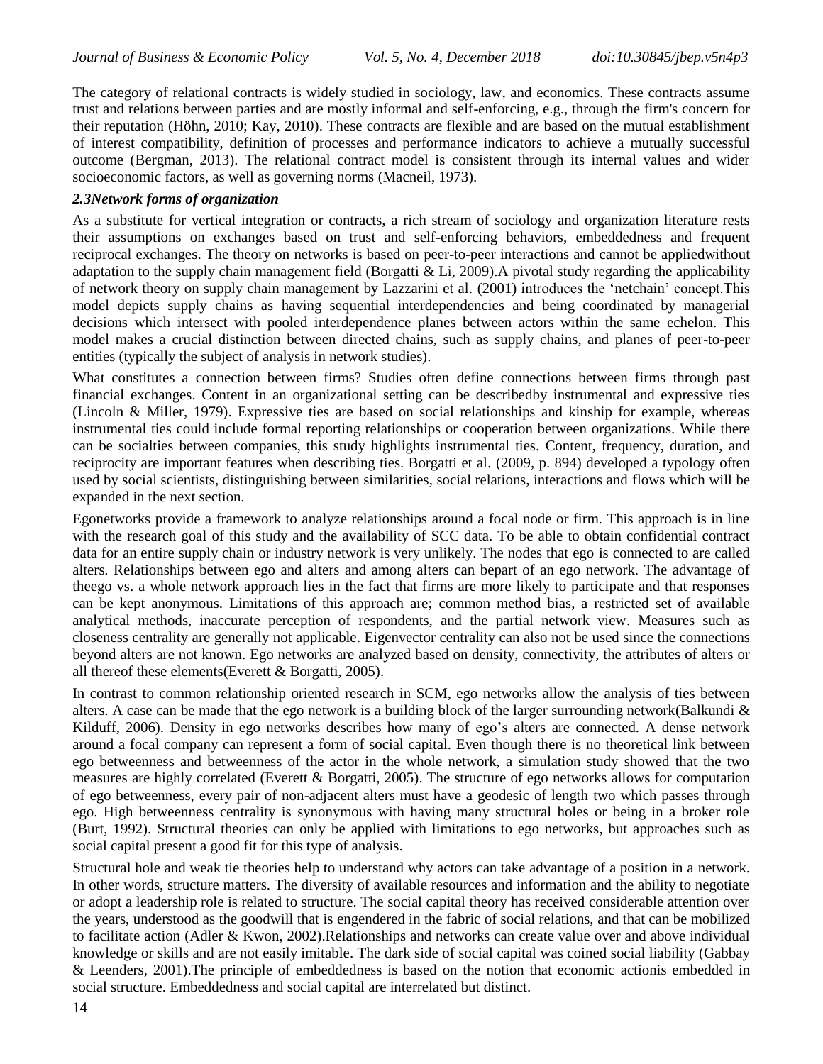The category of relational contracts is widely studied in sociology, law, and economics. These contracts assume trust and relations between parties and are mostly informal and self-enforcing, e.g., through the firm's concern for their reputation (Höhn, 2010; Kay, 2010). These contracts are flexible and are based on the mutual establishment of interest compatibility, definition of processes and performance indicators to achieve a mutually successful outcome (Bergman, 2013). The relational contract model is consistent through its internal values and wider socioeconomic factors, as well as governing norms (Macneil, 1973).

### *2.3Network forms of organization*

As a substitute for vertical integration or contracts, a rich stream of sociology and organization literature rests their assumptions on exchanges based on trust and self-enforcing behaviors, embeddedness and frequent reciprocal exchanges. The theory on networks is based on peer-to-peer interactions and cannot be appliedwithout adaptation to the supply chain management field (Borgatti & Li, 2009).A pivotal study regarding the applicability of network theory on supply chain management by Lazzarini et al. (2001) introduces the 'netchain' concept.This model depicts supply chains as having sequential interdependencies and being coordinated by managerial decisions which intersect with pooled interdependence planes between actors within the same echelon. This model makes a crucial distinction between directed chains, such as supply chains, and planes of peer-to-peer entities (typically the subject of analysis in network studies).

What constitutes a connection between firms? Studies often define connections between firms through past financial exchanges. Content in an organizational setting can be describedby instrumental and expressive ties (Lincoln & Miller, 1979). Expressive ties are based on social relationships and kinship for example, whereas instrumental ties could include formal reporting relationships or cooperation between organizations. While there can be socialties between companies, this study highlights instrumental ties. Content, frequency, duration, and reciprocity are important features when describing ties. Borgatti et al. (2009, p. 894) developed a typology often used by social scientists, distinguishing between similarities, social relations, interactions and flows which will be expanded in the next section.

Egonetworks provide a framework to analyze relationships around a focal node or firm. This approach is in line with the research goal of this study and the availability of SCC data. To be able to obtain confidential contract data for an entire supply chain or industry network is very unlikely. The nodes that ego is connected to are called alters. Relationships between ego and alters and among alters can bepart of an ego network. The advantage of theego vs. a whole network approach lies in the fact that firms are more likely to participate and that responses can be kept anonymous. Limitations of this approach are; common method bias, a restricted set of available analytical methods, inaccurate perception of respondents, and the partial network view. Measures such as closeness centrality are generally not applicable. Eigenvector centrality can also not be used since the connections beyond alters are not known. Ego networks are analyzed based on density, connectivity, the attributes of alters or all thereof these elements(Everett & Borgatti, 2005).

In contrast to common relationship oriented research in SCM, ego networks allow the analysis of ties between alters. A case can be made that the ego network is a building block of the larger surrounding network(Balkundi & Kilduff, 2006). Density in ego networks describes how many of ego's alters are connected. A dense network around a focal company can represent a form of social capital. Even though there is no theoretical link between ego betweenness and betweenness of the actor in the whole network, a simulation study showed that the two measures are highly correlated (Everett & Borgatti, 2005). The structure of ego networks allows for computation of ego betweenness, every pair of non-adjacent alters must have a geodesic of length two which passes through ego. High betweenness centrality is synonymous with having many structural holes or being in a broker role (Burt, 1992). Structural theories can only be applied with limitations to ego networks, but approaches such as social capital present a good fit for this type of analysis.

Structural hole and weak tie theories help to understand why actors can take advantage of a position in a network. In other words, structure matters. The diversity of available resources and information and the ability to negotiate or adopt a leadership role is related to structure. The social capital theory has received considerable attention over the years, understood as the goodwill that is engendered in the fabric of social relations, and that can be mobilized to facilitate action (Adler & Kwon, 2002).Relationships and networks can create value over and above individual knowledge or skills and are not easily imitable. The dark side of social capital was coined social liability (Gabbay & Leenders, 2001).The principle of embeddedness is based on the notion that economic actionis embedded in social structure. Embeddedness and social capital are interrelated but distinct.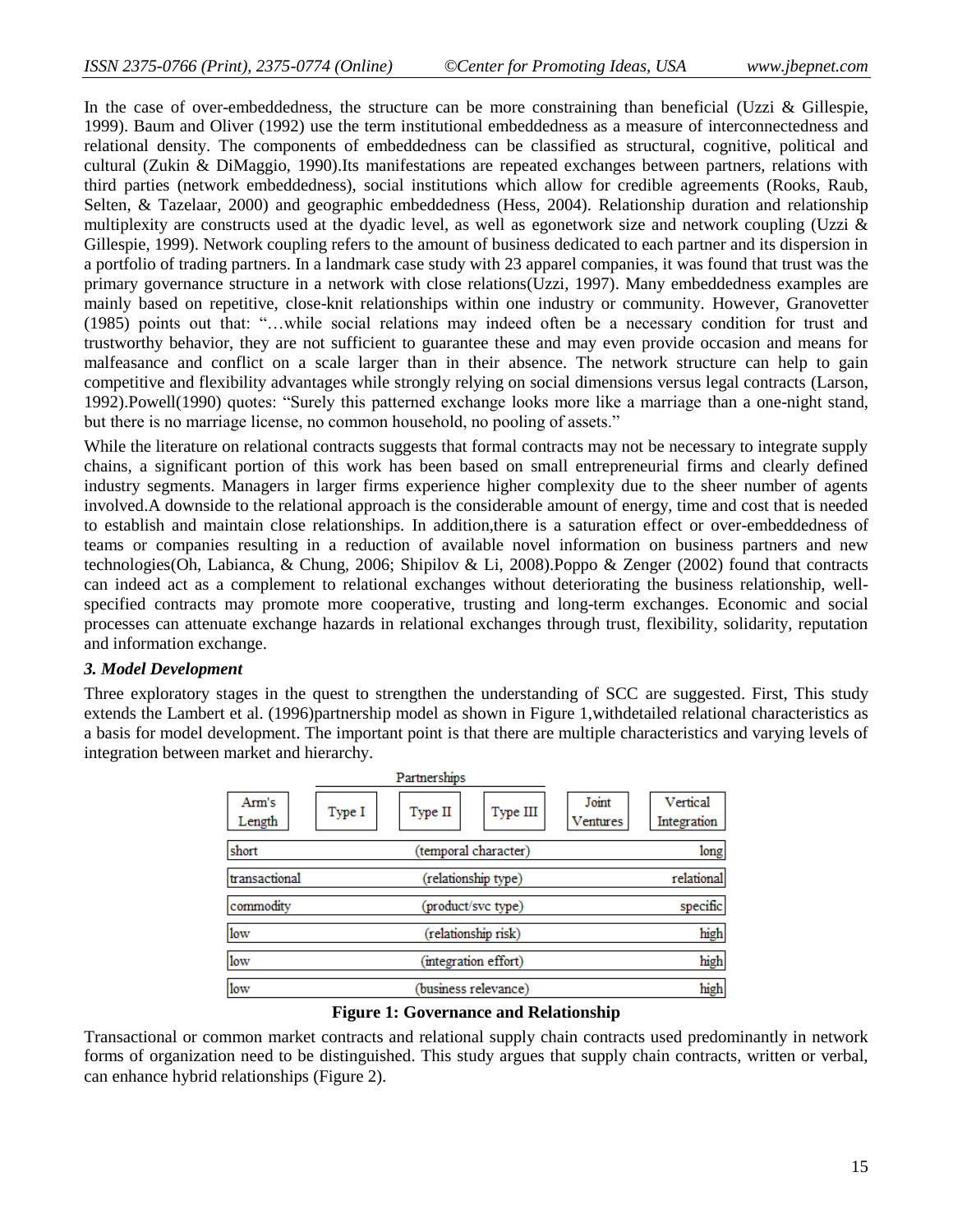In the case of over-embeddedness, the structure can be more constraining than beneficial (Uzzi & Gillespie, 1999). Baum and Oliver (1992) use the term institutional embeddedness as a measure of interconnectedness and relational density. The components of embeddedness can be classified as structural, cognitive, political and cultural (Zukin & DiMaggio, 1990).Its manifestations are repeated exchanges between partners, relations with third parties (network embeddedness), social institutions which allow for credible agreements (Rooks, Raub, Selten, & Tazelaar, 2000) and geographic embeddedness (Hess, 2004). Relationship duration and relationship multiplexity are constructs used at the dyadic level, as well as egonetwork size and network coupling (Uzzi & Gillespie, 1999). Network coupling refers to the amount of business dedicated to each partner and its dispersion in a portfolio of trading partners. In a landmark case study with 23 apparel companies, it was found that trust was the primary governance structure in a network with close relations(Uzzi, 1997). Many embeddedness examples are mainly based on repetitive, close-knit relationships within one industry or community. However, Granovetter (1985) points out that: "…while social relations may indeed often be a necessary condition for trust and trustworthy behavior, they are not sufficient to guarantee these and may even provide occasion and means for malfeasance and conflict on a scale larger than in their absence. The network structure can help to gain competitive and flexibility advantages while strongly relying on social dimensions versus legal contracts (Larson, 1992).Powell(1990) quotes: "Surely this patterned exchange looks more like a marriage than a one-night stand, but there is no marriage license, no common household, no pooling of assets."

While the literature on relational contracts suggests that formal contracts may not be necessary to integrate supply chains, a significant portion of this work has been based on small entrepreneurial firms and clearly defined industry segments. Managers in larger firms experience higher complexity due to the sheer number of agents involved.A downside to the relational approach is the considerable amount of energy, time and cost that is needed to establish and maintain close relationships. In addition,there is a saturation effect or over-embeddedness of teams or companies resulting in a reduction of available novel information on business partners and new technologies(Oh, Labianca, & Chung, 2006; Shipilov & Li, 2008).Poppo & Zenger (2002) found that contracts can indeed act as a complement to relational exchanges without deteriorating the business relationship, well-specified contracts may promote more cooperative, trusting and long-term exchanges. Economic and social processes can attenuate exchange hazards in relational exchanges through trust, flexibility, solidarity, reputation and information exchange.

### *3. Model Development*

Three exploratory stages in the quest to strengthen the understanding of SCC are suggested. First, This study extends the Lambert et al. (1996)partnership model as shown in Figure 1,withdetailed relational characteristics as a basis for model development. The important point is that there are multiple characteristics and varying levels of integration between market and hierarchy.

| Arm's Length | Partnerships: Type I | Partnerships: Type II | Partnerships: Type III | Joint Ventures | Vertical Integration |
|---|---|---|---|---|---|
| short | | (temporal character) | | | long |
| transactional | | (relationship type) | | | relational |
| commodity | | (product/svc type) | | | specific |
| low | | (relationship risk) | | | high |
| low | | (integration effort) | | | high |
| low | | (business relevance) | | | high |

**Figure 1: Governance and Relationship**

Transactional or common market contracts and relational supply chain contracts used predominantly in network forms of organization need to be distinguished. This study argues that supply chain contracts, written or verbal, can enhance hybrid relationships (Figure 2).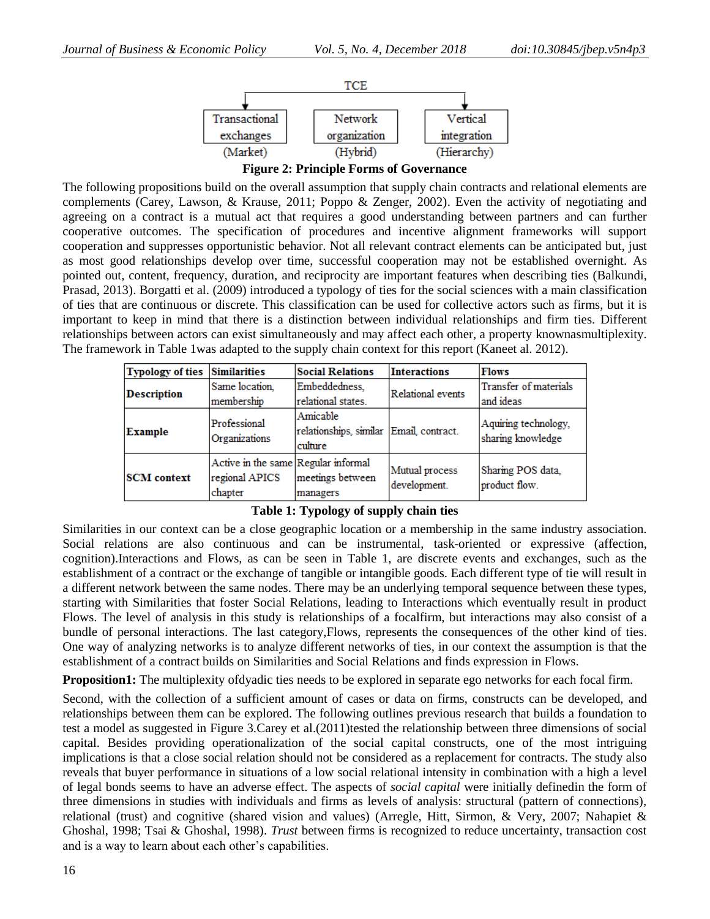TCE

| Transactional exchanges (Market) | Network organization (Hybrid) | Vertical integration (Hierarchy) |
|---|---|---|

**Figure 2: Principle Forms of Governance**

The following propositions build on the overall assumption that supply chain contracts and relational elements are complements (Carey, Lawson, & Krause, 2011; Poppo & Zenger, 2002). Even the activity of negotiating and agreeing on a contract is a mutual act that requires a good understanding between partners and can further cooperative outcomes. The specification of procedures and incentive alignment frameworks will support cooperation and suppresses opportunistic behavior. Not all relevant contract elements can be anticipated but, just as most good relationships develop over time, successful cooperation may not be established overnight. As pointed out, content, frequency, duration, and reciprocity are important features when describing ties (Balkundi, Prasad, 2013). Borgatti et al. (2009) introduced a typology of ties for the social sciences with a main classification of ties that are continuous or discrete. This classification can be used for collective actors such as firms, but it is important to keep in mind that there is a distinction between individual relationships and firm ties. Different relationships between actors can exist simultaneously and may affect each other, a property knownasmultiplexity. The framework in Table 1was adapted to the supply chain context for this report (Kaneet al. 2012).

| Typology of ties | Similarities | Social Relations | Interactions | Flows |
|---|---|---|---|---|
| **Description** | Same location, membership | Embeddedness, relational states. | Relational events | Transfer of materials and ideas |
| **Example** | Professional Organizations | Amicable relationships, similar culture | Email, contract. | Aquiring technology, sharing knowledge |
| **SCM context** | Active in the same regional APICS chapter | Regular informal meetings between managers | Mutual process development. | Sharing POS data, product flow. |

**Table 1: Typology of supply chain ties**

Similarities in our context can be a close geographic location or a membership in the same industry association. Social relations are also continuous and can be instrumental, task-oriented or expressive (affection, cognition).Interactions and Flows, as can be seen in Table 1, are discrete events and exchanges, such as the establishment of a contract or the exchange of tangible or intangible goods. Each different type of tie will result in a different network between the same nodes. There may be an underlying temporal sequence between these types, starting with Similarities that foster Social Relations, leading to Interactions which eventually result in product Flows. The level of analysis in this study is relationships of a focalfirm, but interactions may also consist of a bundle of personal interactions. The last category,Flows, represents the consequences of the other kind of ties. One way of analyzing networks is to analyze different networks of ties, in our context the assumption is that the establishment of a contract builds on Similarities and Social Relations and finds expression in Flows.

**Proposition1:** The multiplexity ofdyadic ties needs to be explored in separate ego networks for each focal firm.

Second, with the collection of a sufficient amount of cases or data on firms, constructs can be developed, and relationships between them can be explored. The following outlines previous research that builds a foundation to test a model as suggested in Figure 3.Carey et al.(2011)tested the relationship between three dimensions of social capital. Besides providing operationalization of the social capital constructs, one of the most intriguing implications is that a close social relation should not be considered as a replacement for contracts. The study also reveals that buyer performance in situations of a low social relational intensity in combination with a high a level of legal bonds seems to have an adverse effect. The aspects of *social capital* were initially definedin the form of three dimensions in studies with individuals and firms as levels of analysis: structural (pattern of connections), relational (trust) and cognitive (shared vision and values) (Arregle, Hitt, Sirmon, & Very, 2007; Nahapiet & Ghoshal, 1998; Tsai & Ghoshal, 1998). *Trust* between firms is recognized to reduce uncertainty, transaction cost and is a way to learn about each other's capabilities.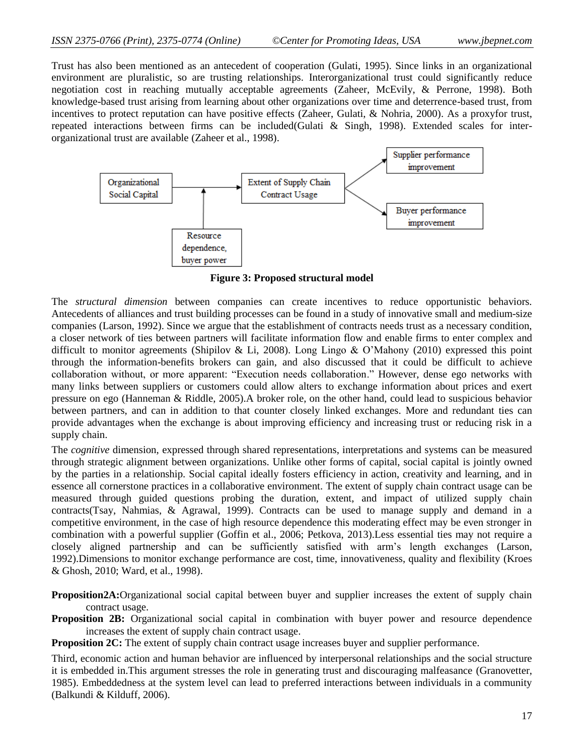Trust has also been mentioned as an antecedent of cooperation (Gulati, 1995). Since links in an organizational environment are pluralistic, so are trusting relationships. Interorganizational trust could significantly reduce negotiation cost in reaching mutually acceptable agreements (Zaheer, McEvily, & Perrone, 1998). Both knowledge-based trust arising from learning about other organizations over time and deterrence-based trust, from incentives to protect reputation can have positive effects (Zaheer, Gulati, & Nohria, 2000). As a proxyfor trust, repeated interactions between firms can be included(Gulati & Singh, 1998). Extended scales for inter-organizational trust are available (Zaheer et al., 1998).

Organizational Social Capital → Extent of Supply Chain Contract Usage → Supplier performance improvement; Buyer performance improvement

Resource dependence, buyer power

**Figure 3: Proposed structural model**

The *structural dimension* between companies can create incentives to reduce opportunistic behaviors. Antecedents of alliances and trust building processes can be found in a study of innovative small and medium-size companies (Larson, 1992). Since we argue that the establishment of contracts needs trust as a necessary condition, a closer network of ties between partners will facilitate information flow and enable firms to enter complex and difficult to monitor agreements (Shipilov & Li, 2008). Long Lingo & O'Mahony (2010) expressed this point through the information-benefits brokers can gain, and also discussed that it could be difficult to achieve collaboration without, or more apparent: "Execution needs collaboration." However, dense ego networks with many links between suppliers or customers could allow alters to exchange information about prices and exert pressure on ego (Hanneman & Riddle, 2005).A broker role, on the other hand, could lead to suspicious behavior between partners, and can in addition to that counter closely linked exchanges. More and redundant ties can provide advantages when the exchange is about improving efficiency and increasing trust or reducing risk in a supply chain.

The *cognitive* dimension, expressed through shared representations, interpretations and systems can be measured through strategic alignment between organizations. Unlike other forms of capital, social capital is jointly owned by the parties in a relationship. Social capital ideally fosters efficiency in action, creativity and learning, and in essence all cornerstone practices in a collaborative environment. The extent of supply chain contract usage can be measured through guided questions probing the duration, extent, and impact of utilized supply chain contracts(Tsay, Nahmias, & Agrawal, 1999). Contracts can be used to manage supply and demand in a competitive environment, in the case of high resource dependence this moderating effect may be even stronger in combination with a powerful supplier (Goffin et al., 2006; Petkova, 2013).Less essential ties may not require a closely aligned partnership and can be sufficiently satisfied with arm's length exchanges (Larson, 1992).Dimensions to monitor exchange performance are cost, time, innovativeness, quality and flexibility (Kroes & Ghosh, 2010; Ward, et al., 1998).

**Proposition2A:**Organizational social capital between buyer and supplier increases the extent of supply chain contract usage.

**Proposition 2B:** Organizational social capital in combination with buyer power and resource dependence increases the extent of supply chain contract usage.

**Proposition 2C:** The extent of supply chain contract usage increases buyer and supplier performance.

Third, economic action and human behavior are influenced by interpersonal relationships and the social structure it is embedded in.This argument stresses the role in generating trust and discouraging malfeasance (Granovetter, 1985). Embeddedness at the system level can lead to preferred interactions between individuals in a community (Balkundi & Kilduff, 2006).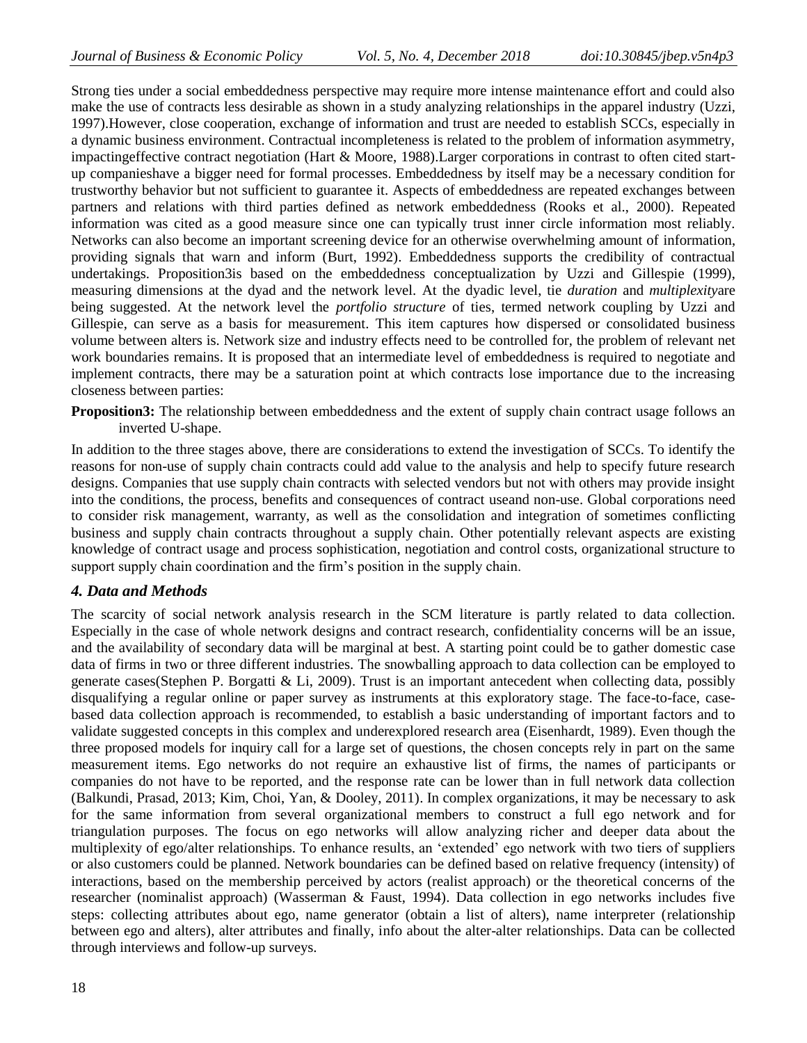Strong ties under a social embeddedness perspective may require more intense maintenance effort and could also make the use of contracts less desirable as shown in a study analyzing relationships in the apparel industry (Uzzi, 1997).However, close cooperation, exchange of information and trust are needed to establish SCCs, especially in a dynamic business environment. Contractual incompleteness is related to the problem of information asymmetry, impactingeffective contract negotiation (Hart & Moore, 1988).Larger corporations in contrast to often cited start-up companieshave a bigger need for formal processes. Embeddedness by itself may be a necessary condition for trustworthy behavior but not sufficient to guarantee it. Aspects of embeddedness are repeated exchanges between partners and relations with third parties defined as network embeddedness (Rooks et al., 2000). Repeated information was cited as a good measure since one can typically trust inner circle information most reliably. Networks can also become an important screening device for an otherwise overwhelming amount of information, providing signals that warn and inform (Burt, 1992). Embeddedness supports the credibility of contractual undertakings. Proposition3is based on the embeddedness conceptualization by Uzzi and Gillespie (1999), measuring dimensions at the dyad and the network level. At the dyadic level, tie *duration* and *multiplexity*are being suggested. At the network level the *portfolio structure* of ties, termed network coupling by Uzzi and Gillespie, can serve as a basis for measurement. This item captures how dispersed or consolidated business volume between alters is. Network size and industry effects need to be controlled for, the problem of relevant net work boundaries remains. It is proposed that an intermediate level of embeddedness is required to negotiate and implement contracts, there may be a saturation point at which contracts lose importance due to the increasing closeness between parties:

**Proposition3:** The relationship between embeddedness and the extent of supply chain contract usage follows an inverted U-shape.

In addition to the three stages above, there are considerations to extend the investigation of SCCs. To identify the reasons for non-use of supply chain contracts could add value to the analysis and help to specify future research designs. Companies that use supply chain contracts with selected vendors but not with others may provide insight into the conditions, the process, benefits and consequences of contract useand non-use. Global corporations need to consider risk management, warranty, as well as the consolidation and integration of sometimes conflicting business and supply chain contracts throughout a supply chain. Other potentially relevant aspects are existing knowledge of contract usage and process sophistication, negotiation and control costs, organizational structure to support supply chain coordination and the firm's position in the supply chain.

### *4. Data and Methods*

The scarcity of social network analysis research in the SCM literature is partly related to data collection. Especially in the case of whole network designs and contract research, confidentiality concerns will be an issue, and the availability of secondary data will be marginal at best. A starting point could be to gather domestic case data of firms in two or three different industries. The snowballing approach to data collection can be employed to generate cases(Stephen P. Borgatti & Li, 2009). Trust is an important antecedent when collecting data, possibly disqualifying a regular online or paper survey as instruments at this exploratory stage. The face-to-face, case-based data collection approach is recommended, to establish a basic understanding of important factors and to validate suggested concepts in this complex and underexplored research area (Eisenhardt, 1989). Even though the three proposed models for inquiry call for a large set of questions, the chosen concepts rely in part on the same measurement items. Ego networks do not require an exhaustive list of firms, the names of participants or companies do not have to be reported, and the response rate can be lower than in full network data collection (Balkundi, Prasad, 2013; Kim, Choi, Yan, & Dooley, 2011). In complex organizations, it may be necessary to ask for the same information from several organizational members to construct a full ego network and for triangulation purposes. The focus on ego networks will allow analyzing richer and deeper data about the multiplexity of ego/alter relationships. To enhance results, an 'extended' ego network with two tiers of suppliers or also customers could be planned. Network boundaries can be defined based on relative frequency (intensity) of interactions, based on the membership perceived by actors (realist approach) or the theoretical concerns of the researcher (nominalist approach) (Wasserman & Faust, 1994). Data collection in ego networks includes five steps: collecting attributes about ego, name generator (obtain a list of alters), name interpreter (relationship between ego and alters), alter attributes and finally, info about the alter-alter relationships. Data can be collected through interviews and follow-up surveys.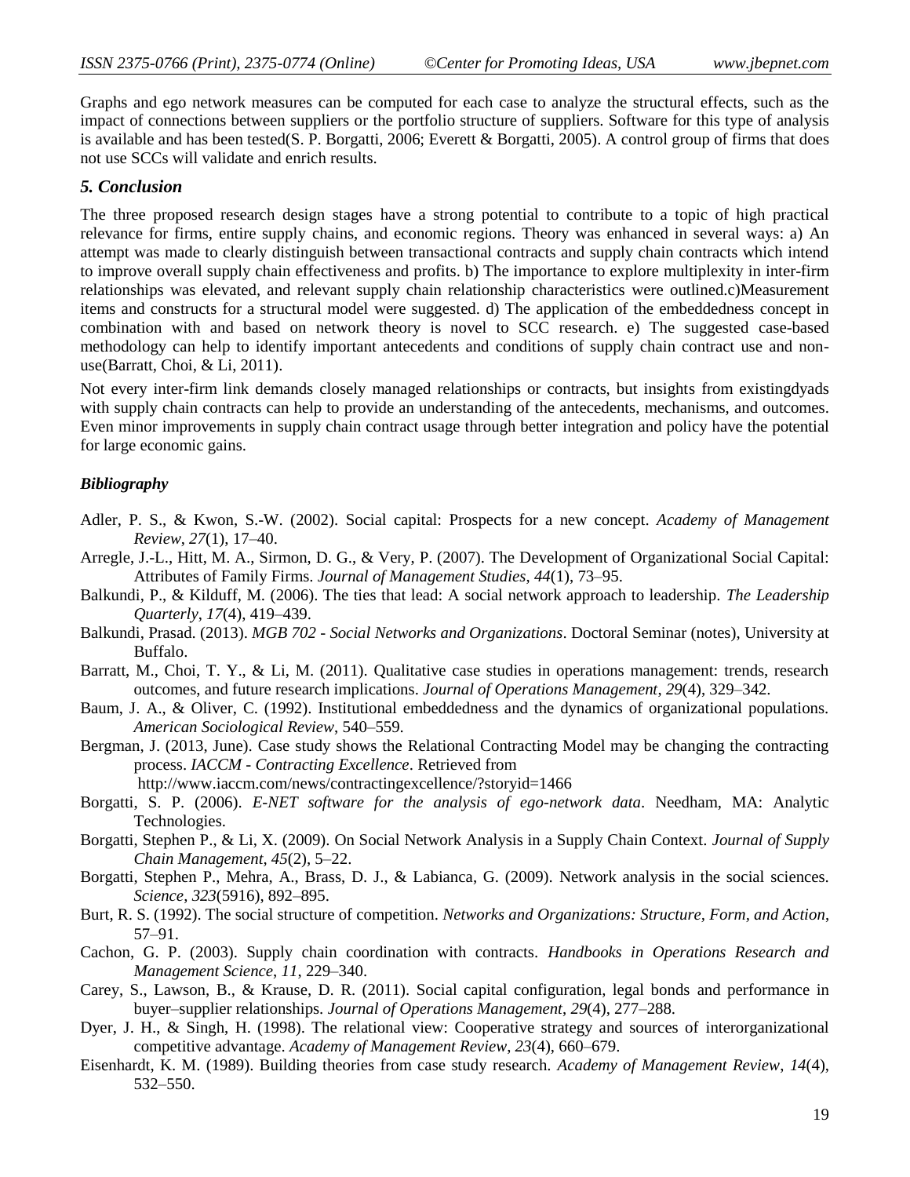Graphs and ego network measures can be computed for each case to analyze the structural effects, such as the impact of connections between suppliers or the portfolio structure of suppliers. Software for this type of analysis is available and has been tested(S. P. Borgatti, 2006; Everett & Borgatti, 2005). A control group of firms that does not use SCCs will validate and enrich results.

### *5. Conclusion*

The three proposed research design stages have a strong potential to contribute to a topic of high practical relevance for firms, entire supply chains, and economic regions. Theory was enhanced in several ways: a) An attempt was made to clearly distinguish between transactional contracts and supply chain contracts which intend to improve overall supply chain effectiveness and profits. b) The importance to explore multiplexity in inter-firm relationships was elevated, and relevant supply chain relationship characteristics were outlined.c)Measurement items and constructs for a structural model were suggested. d) The application of the embeddedness concept in combination with and based on network theory is novel to SCC research. e) The suggested case-based methodology can help to identify important antecedents and conditions of supply chain contract use and non-use(Barratt, Choi, & Li, 2011).

Not every inter-firm link demands closely managed relationships or contracts, but insights from existingdyads with supply chain contracts can help to provide an understanding of the antecedents, mechanisms, and outcomes. Even minor improvements in supply chain contract usage through better integration and policy have the potential for large economic gains.

### *Bibliography*

Adler, P. S., & Kwon, S.-W. (2002). Social capital: Prospects for a new concept. *Academy of Management Review*, *27*(1), 17–40.

Arregle, J.-L., Hitt, M. A., Sirmon, D. G., & Very, P. (2007). The Development of Organizational Social Capital: Attributes of Family Firms. *Journal of Management Studies*, *44*(1), 73–95.

Balkundi, P., & Kilduff, M. (2006). The ties that lead: A social network approach to leadership. *The Leadership Quarterly*, *17*(4), 419–439.

Balkundi, Prasad. (2013). *MGB 702 - Social Networks and Organizations*. Doctoral Seminar (notes), University at Buffalo.

Barratt, M., Choi, T. Y., & Li, M. (2011). Qualitative case studies in operations management: trends, research outcomes, and future research implications. *Journal of Operations Management*, *29*(4), 329–342.

Baum, J. A., & Oliver, C. (1992). Institutional embeddedness and the dynamics of organizational populations. *American Sociological Review*, 540–559.

Bergman, J. (2013, June). Case study shows the Relational Contracting Model may be changing the contracting process. *IACCM - Contracting Excellence*. Retrieved from http://www.iaccm.com/news/contractingexcellence/?storyid=1466

Borgatti, S. P. (2006). *E-NET software for the analysis of ego-network data*. Needham, MA: Analytic Technologies.

Borgatti, Stephen P., & Li, X. (2009). On Social Network Analysis in a Supply Chain Context. *Journal of Supply Chain Management*, *45*(2), 5–22.

Borgatti, Stephen P., Mehra, A., Brass, D. J., & Labianca, G. (2009). Network analysis in the social sciences. *Science*, *323*(5916), 892–895.

Burt, R. S. (1992). The social structure of competition. *Networks and Organizations: Structure, Form, and Action*, 57–91.

Cachon, G. P. (2003). Supply chain coordination with contracts. *Handbooks in Operations Research and Management Science*, *11*, 229–340.

Carey, S., Lawson, B., & Krause, D. R. (2011). Social capital configuration, legal bonds and performance in buyer–supplier relationships. *Journal of Operations Management*, *29*(4), 277–288.

Dyer, J. H., & Singh, H. (1998). The relational view: Cooperative strategy and sources of interorganizational competitive advantage. *Academy of Management Review*, *23*(4), 660–679.

Eisenhardt, K. M. (1989). Building theories from case study research. *Academy of Management Review*, *14*(4), 532–550.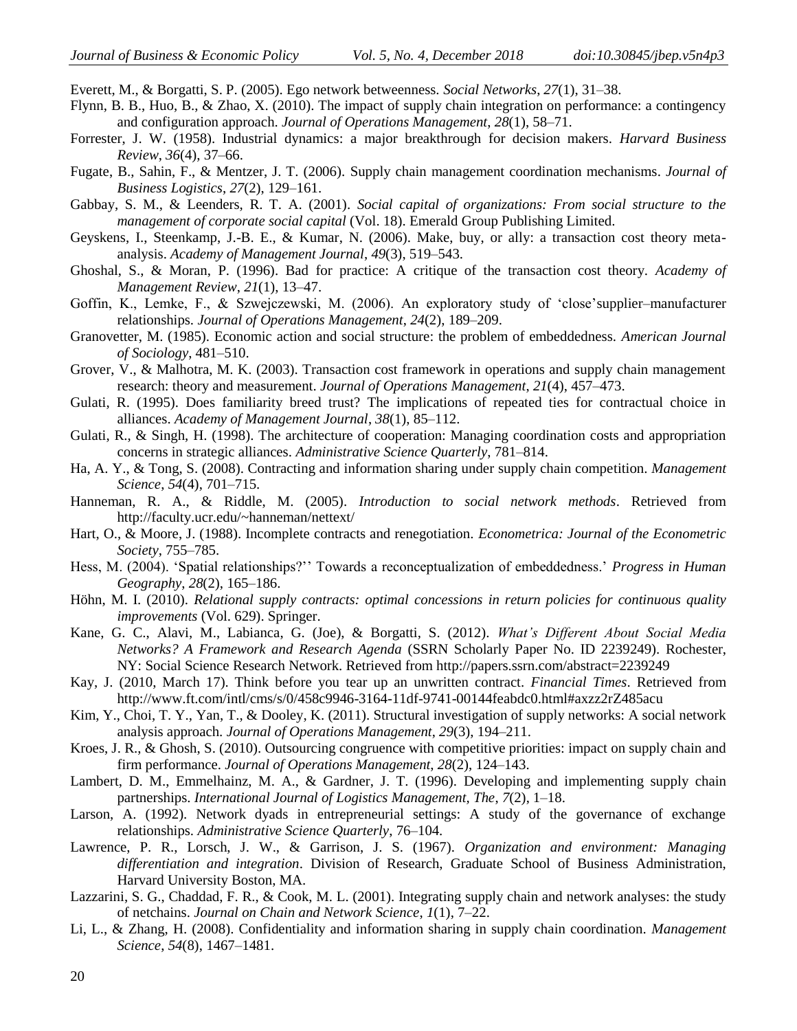Everett, M., & Borgatti, S. P. (2005). Ego network betweenness. *Social Networks*, *27*(1), 31–38.

Flynn, B. B., Huo, B., & Zhao, X. (2010). The impact of supply chain integration on performance: a contingency and configuration approach. *Journal of Operations Management*, *28*(1), 58–71.

Forrester, J. W. (1958). Industrial dynamics: a major breakthrough for decision makers. *Harvard Business Review*, *36*(4), 37–66.

Fugate, B., Sahin, F., & Mentzer, J. T. (2006). Supply chain management coordination mechanisms. *Journal of Business Logistics*, *27*(2), 129–161.

Gabbay, S. M., & Leenders, R. T. A. (2001). *Social capital of organizations: From social structure to the management of corporate social capital* (Vol. 18). Emerald Group Publishing Limited.

Geyskens, I., Steenkamp, J.-B. E., & Kumar, N. (2006). Make, buy, or ally: a transaction cost theory meta-analysis. *Academy of Management Journal*, *49*(3), 519–543.

Ghoshal, S., & Moran, P. (1996). Bad for practice: A critique of the transaction cost theory. *Academy of Management Review*, *21*(1), 13–47.

Goffin, K., Lemke, F., & Szwejczewski, M. (2006). An exploratory study of 'close'supplier–manufacturer relationships. *Journal of Operations Management*, *24*(2), 189–209.

Granovetter, M. (1985). Economic action and social structure: the problem of embeddedness. *American Journal of Sociology*, 481–510.

Grover, V., & Malhotra, M. K. (2003). Transaction cost framework in operations and supply chain management research: theory and measurement. *Journal of Operations Management*, *21*(4), 457–473.

Gulati, R. (1995). Does familiarity breed trust? The implications of repeated ties for contractual choice in alliances. *Academy of Management Journal*, *38*(1), 85–112.

Gulati, R., & Singh, H. (1998). The architecture of cooperation: Managing coordination costs and appropriation concerns in strategic alliances. *Administrative Science Quarterly*, 781–814.

Ha, A. Y., & Tong, S. (2008). Contracting and information sharing under supply chain competition. *Management Science*, *54*(4), 701–715.

Hanneman, R. A., & Riddle, M. (2005). *Introduction to social network methods*. Retrieved from http://faculty.ucr.edu/~hanneman/nettext/

Hart, O., & Moore, J. (1988). Incomplete contracts and renegotiation. *Econometrica: Journal of the Econometric Society*, 755–785.

Hess, M. (2004). 'Spatial relationships?'' Towards a reconceptualization of embeddedness.' *Progress in Human Geography*, *28*(2), 165–186.

Höhn, M. I. (2010). *Relational supply contracts: optimal concessions in return policies for continuous quality improvements* (Vol. 629). Springer.

Kane, G. C., Alavi, M., Labianca, G. (Joe), & Borgatti, S. (2012). *What's Different About Social Media Networks? A Framework and Research Agenda* (SSRN Scholarly Paper No. ID 2239249). Rochester, NY: Social Science Research Network. Retrieved from http://papers.ssrn.com/abstract=2239249

Kay, J. (2010, March 17). Think before you tear up an unwritten contract. *Financial Times*. Retrieved from http://www.ft.com/intl/cms/s/0/458c9946-3164-11df-9741-00144feabdc0.html#axzz2rZ485acu

Kim, Y., Choi, T. Y., Yan, T., & Dooley, K. (2011). Structural investigation of supply networks: A social network analysis approach. *Journal of Operations Management*, *29*(3), 194–211.

Kroes, J. R., & Ghosh, S. (2010). Outsourcing congruence with competitive priorities: impact on supply chain and firm performance. *Journal of Operations Management*, *28*(2), 124–143.

Lambert, D. M., Emmelhainz, M. A., & Gardner, J. T. (1996). Developing and implementing supply chain partnerships. *International Journal of Logistics Management, The*, *7*(2), 1–18.

Larson, A. (1992). Network dyads in entrepreneurial settings: A study of the governance of exchange relationships. *Administrative Science Quarterly*, 76–104.

Lawrence, P. R., Lorsch, J. W., & Garrison, J. S. (1967). *Organization and environment: Managing differentiation and integration*. Division of Research, Graduate School of Business Administration, Harvard University Boston, MA.

Lazzarini, S. G., Chaddad, F. R., & Cook, M. L. (2001). Integrating supply chain and network analyses: the study of netchains. *Journal on Chain and Network Science*, *1*(1), 7–22.

Li, L., & Zhang, H. (2008). Confidentiality and information sharing in supply chain coordination. *Management Science*, *54*(8), 1467–1481.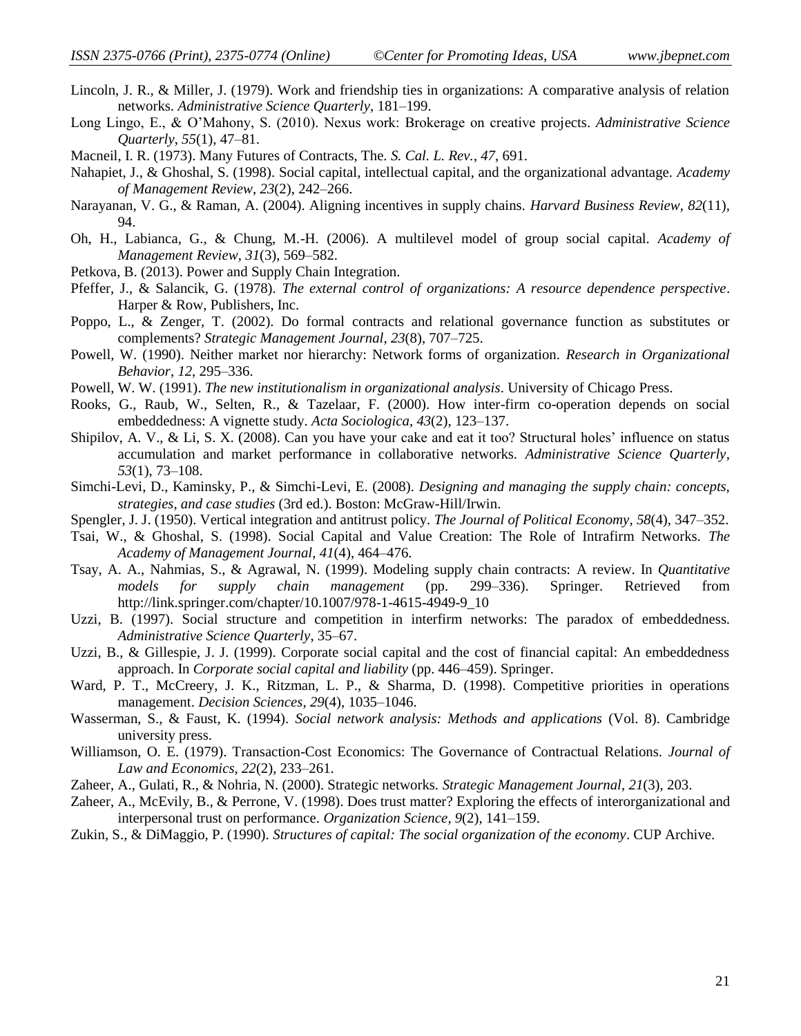Lincoln, J. R., & Miller, J. (1979). Work and friendship ties in organizations: A comparative analysis of relation networks. *Administrative Science Quarterly*, 181–199.

Long Lingo, E., & O'Mahony, S. (2010). Nexus work: Brokerage on creative projects. *Administrative Science Quarterly*, *55*(1), 47–81.

Macneil, I. R. (1973). Many Futures of Contracts, The. *S. Cal. L. Rev.*, *47*, 691.

Nahapiet, J., & Ghoshal, S. (1998). Social capital, intellectual capital, and the organizational advantage. *Academy of Management Review*, *23*(2), 242–266.

Narayanan, V. G., & Raman, A. (2004). Aligning incentives in supply chains. *Harvard Business Review*, *82*(11), 94.

Oh, H., Labianca, G., & Chung, M.-H. (2006). A multilevel model of group social capital. *Academy of Management Review*, *31*(3), 569–582.

Petkova, B. (2013). Power and Supply Chain Integration.

Pfeffer, J., & Salancik, G. (1978). *The external control of organizations: A resource dependence perspective*. Harper & Row, Publishers, Inc.

Poppo, L., & Zenger, T. (2002). Do formal contracts and relational governance function as substitutes or complements? *Strategic Management Journal*, *23*(8), 707–725.

Powell, W. (1990). Neither market nor hierarchy: Network forms of organization. *Research in Organizational Behavior*, *12*, 295–336.

Powell, W. W. (1991). *The new institutionalism in organizational analysis*. University of Chicago Press.

Rooks, G., Raub, W., Selten, R., & Tazelaar, F. (2000). How inter-firm co-operation depends on social embeddedness: A vignette study. *Acta Sociologica*, *43*(2), 123–137.

Shipilov, A. V., & Li, S. X. (2008). Can you have your cake and eat it too? Structural holes' influence on status accumulation and market performance in collaborative networks. *Administrative Science Quarterly*, *53*(1), 73–108.

Simchi-Levi, D., Kaminsky, P., & Simchi-Levi, E. (2008). *Designing and managing the supply chain: concepts, strategies, and case studies* (3rd ed.). Boston: McGraw-Hill/Irwin.

Spengler, J. J. (1950). Vertical integration and antitrust policy. *The Journal of Political Economy*, *58*(4), 347–352.

Tsai, W., & Ghoshal, S. (1998). Social Capital and Value Creation: The Role of Intrafirm Networks. *The Academy of Management Journal*, *41*(4), 464–476.

Tsay, A. A., Nahmias, S., & Agrawal, N. (1999). Modeling supply chain contracts: A review. In *Quantitative models for supply chain management* (pp. 299–336). Springer. Retrieved from http://link.springer.com/chapter/10.1007/978-1-4615-4949-9_10

Uzzi, B. (1997). Social structure and competition in interfirm networks: The paradox of embeddedness. *Administrative Science Quarterly*, 35–67.

Uzzi, B., & Gillespie, J. J. (1999). Corporate social capital and the cost of financial capital: An embeddedness approach. In *Corporate social capital and liability* (pp. 446–459). Springer.

Ward, P. T., McCreery, J. K., Ritzman, L. P., & Sharma, D. (1998). Competitive priorities in operations management. *Decision Sciences*, *29*(4), 1035–1046.

Wasserman, S., & Faust, K. (1994). *Social network analysis: Methods and applications* (Vol. 8). Cambridge university press.

Williamson, O. E. (1979). Transaction-Cost Economics: The Governance of Contractual Relations. *Journal of Law and Economics*, *22*(2), 233–261.

Zaheer, A., Gulati, R., & Nohria, N. (2000). Strategic networks. *Strategic Management Journal*, *21*(3), 203.

Zaheer, A., McEvily, B., & Perrone, V. (1998). Does trust matter? Exploring the effects of interorganizational and interpersonal trust on performance. *Organization Science*, *9*(2), 141–159.

Zukin, S., & DiMaggio, P. (1990). *Structures of capital: The social organization of the economy*. CUP Archive.